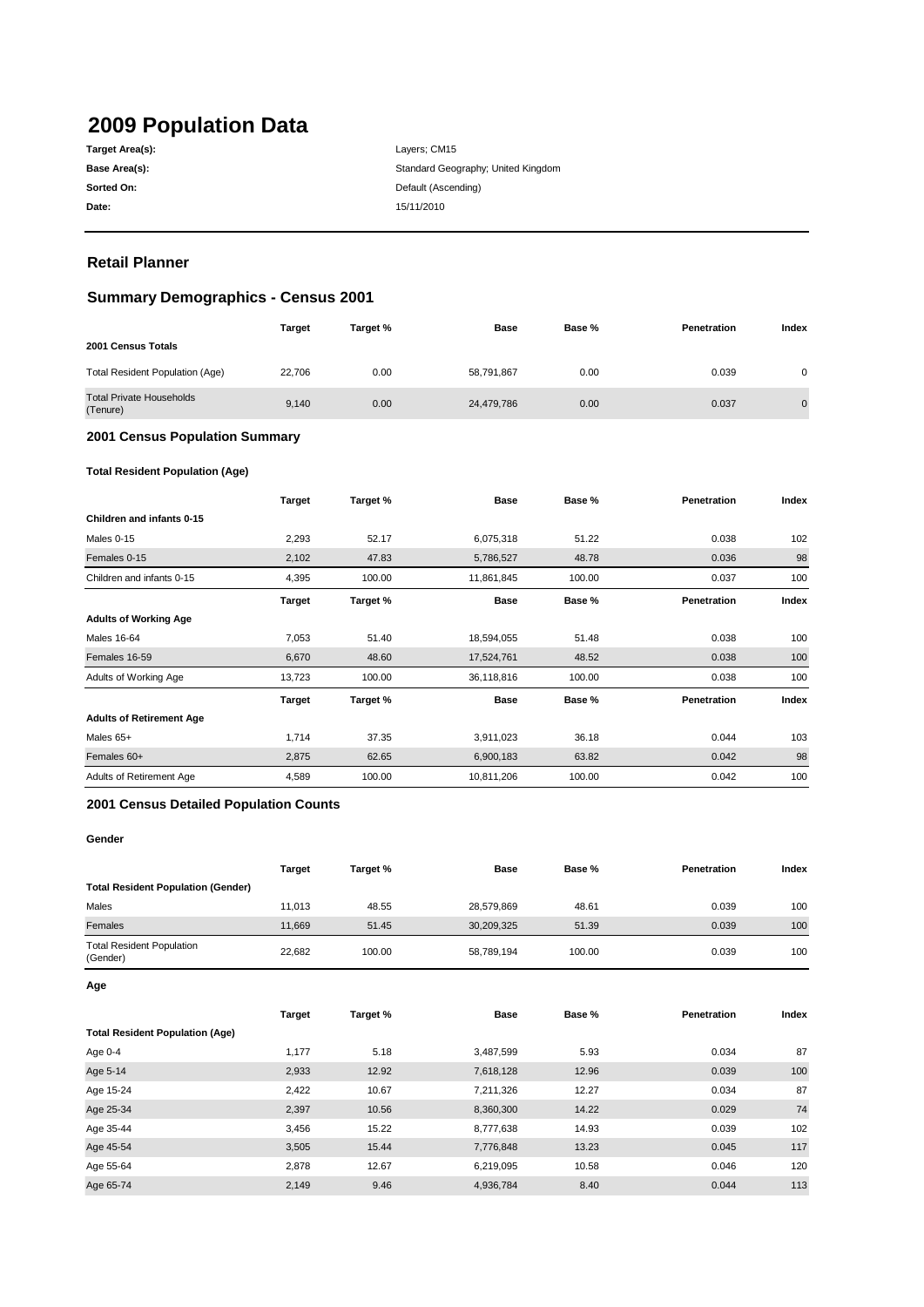# 2009 Population Data

**Target Area(s):** Layers; CM15
**Base Area(s):** Standard Geography; United Kingdom
**Sorted On:** Default (Ascending)
**Date:** 15/11/2010

## Retail Planner

## Summary Demographics - Census 2001

| | Target | Target % | Base | Base % | Penetration | Index |
|---|---|---|---|---|---|---|
| **2001 Census Totals** | | | | | | |
| Total Resident Population (Age) | 22,706 | 0.00 | 58,791,867 | 0.00 | 0.039 | 0 |
| Total Private Households (Tenure) | 9,140 | 0.00 | 24,479,786 | 0.00 | 0.037 | 0 |

### 2001 Census Population Summary

#### Total Resident Population (Age)

| | Target | Target % | Base | Base % | Penetration | Index |
|---|---|---|---|---|---|---|
| **Children and infants 0-15** | | | | | | |
| Males 0-15 | 2,293 | 52.17 | 6,075,318 | 51.22 | 0.038 | 102 |
| Females 0-15 | 2,102 | 47.83 | 5,786,527 | 48.78 | 0.036 | 98 |
| Children and infants 0-15 | 4,395 | 100.00 | 11,861,845 | 100.00 | 0.037 | 100 |

| | Target | Target % | Base | Base % | Penetration | Index |
|---|---|---|---|---|---|---|
| **Adults of Working Age** | | | | | | |
| Males 16-64 | 7,053 | 51.40 | 18,594,055 | 51.48 | 0.038 | 100 |
| Females 16-59 | 6,670 | 48.60 | 17,524,761 | 48.52 | 0.038 | 100 |
| Adults of Working Age | 13,723 | 100.00 | 36,118,816 | 100.00 | 0.038 | 100 |

| | Target | Target % | Base | Base % | Penetration | Index |
|---|---|---|---|---|---|---|
| **Adults of Retirement Age** | | | | | | |
| Males 65+ | 1,714 | 37.35 | 3,911,023 | 36.18 | 0.044 | 103 |
| Females 60+ | 2,875 | 62.65 | 6,900,183 | 63.82 | 0.042 | 98 |
| Adults of Retirement Age | 4,589 | 100.00 | 10,811,206 | 100.00 | 0.042 | 100 |

### 2001 Census Detailed Population Counts

#### Gender

| | Target | Target % | Base | Base % | Penetration | Index |
|---|---|---|---|---|---|---|
| **Total Resident Population (Gender)** | | | | | | |
| Males | 11,013 | 48.55 | 28,579,869 | 48.61 | 0.039 | 100 |
| Females | 11,669 | 51.45 | 30,209,325 | 51.39 | 0.039 | 100 |
| Total Resident Population (Gender) | 22,682 | 100.00 | 58,789,194 | 100.00 | 0.039 | 100 |

#### Age

| | Target | Target % | Base | Base % | Penetration | Index |
|---|---|---|---|---|---|---|
| **Total Resident Population (Age)** | | | | | | |
| Age 0-4 | 1,177 | 5.18 | 3,487,599 | 5.93 | 0.034 | 87 |
| Age 5-14 | 2,933 | 12.92 | 7,618,128 | 12.96 | 0.039 | 100 |
| Age 15-24 | 2,422 | 10.67 | 7,211,326 | 12.27 | 0.034 | 87 |
| Age 25-34 | 2,397 | 10.56 | 8,360,300 | 14.22 | 0.029 | 74 |
| Age 35-44 | 3,456 | 15.22 | 8,777,638 | 14.93 | 0.039 | 102 |
| Age 45-54 | 3,505 | 15.44 | 7,776,848 | 13.23 | 0.045 | 117 |
| Age 55-64 | 2,878 | 12.67 | 6,219,095 | 10.58 | 0.046 | 120 |
| Age 65-74 | 2,149 | 9.46 | 4,936,784 | 8.40 | 0.044 | 113 |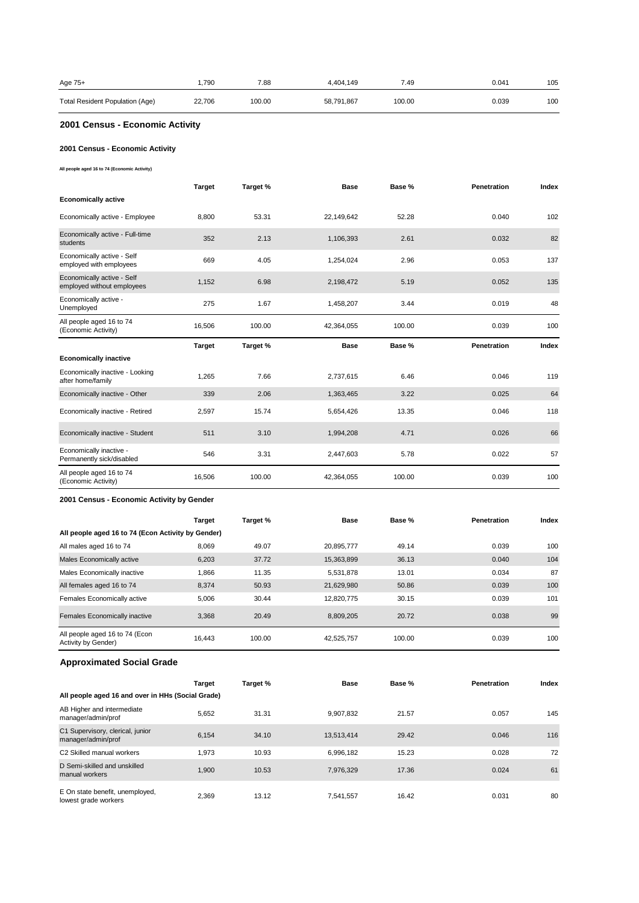| | Target | Target % | Base | Base % | Penetration | Index |
|---|---|---|---|---|---|---|
| Age 75+ | 1,790 | 7.88 | 4,404,149 | 7.49 | 0.041 | 105 |
| Total Resident Population (Age) | 22,706 | 100.00 | 58,791,867 | 100.00 | 0.039 | 100 |

## 2001 Census - Economic Activity

### 2001 Census - Economic Activity

All people aged 16 to 74 (Economic Activity)

| | Target | Target % | Base | Base % | Penetration | Index |
|---|---|---|---|---|---|---|
| **Economically active** | | | | | | |
| Economically active - Employee | 8,800 | 53.31 | 22,149,642 | 52.28 | 0.040 | 102 |
| Economically active - Full-time students | 352 | 2.13 | 1,106,393 | 2.61 | 0.032 | 82 |
| Economically active - Self employed with employees | 669 | 4.05 | 1,254,024 | 2.96 | 0.053 | 137 |
| Economically active - Self employed without employees | 1,152 | 6.98 | 2,198,472 | 5.19 | 0.052 | 135 |
| Economically active - Unemployed | 275 | 1.67 | 1,458,207 | 3.44 | 0.019 | 48 |
| All people aged 16 to 74 (Economic Activity) | 16,506 | 100.00 | 42,364,055 | 100.00 | 0.039 | 100 |

| | Target | Target % | Base | Base % | Penetration | Index |
|---|---|---|---|---|---|---|
| **Economically inactive** | | | | | | |
| Economically inactive - Looking after home/family | 1,265 | 7.66 | 2,737,615 | 6.46 | 0.046 | 119 |
| Economically inactive - Other | 339 | 2.06 | 1,363,465 | 3.22 | 0.025 | 64 |
| Economically inactive - Retired | 2,597 | 15.74 | 5,654,426 | 13.35 | 0.046 | 118 |
| Economically inactive - Student | 511 | 3.10 | 1,994,208 | 4.71 | 0.026 | 66 |
| Economically inactive - Permanently sick/disabled | 546 | 3.31 | 2,447,603 | 5.78 | 0.022 | 57 |
| All people aged 16 to 74 (Economic Activity) | 16,506 | 100.00 | 42,364,055 | 100.00 | 0.039 | 100 |

### 2001 Census - Economic Activity by Gender

| | Target | Target % | Base | Base % | Penetration | Index |
|---|---|---|---|---|---|---|
| **All people aged 16 to 74 (Econ Activity by Gender)** | | | | | | |
| All males aged 16 to 74 | 8,069 | 49.07 | 20,895,777 | 49.14 | 0.039 | 100 |
| Males Economically active | 6,203 | 37.72 | 15,363,899 | 36.13 | 0.040 | 104 |
| Males Economically inactive | 1,866 | 11.35 | 5,531,878 | 13.01 | 0.034 | 87 |
| All females aged 16 to 74 | 8,374 | 50.93 | 21,629,980 | 50.86 | 0.039 | 100 |
| Females Economically active | 5,006 | 30.44 | 12,820,775 | 30.15 | 0.039 | 101 |
| Females Economically inactive | 3,368 | 20.49 | 8,809,205 | 20.72 | 0.038 | 99 |
| All people aged 16 to 74 (Econ Activity by Gender) | 16,443 | 100.00 | 42,525,757 | 100.00 | 0.039 | 100 |

## Approximated Social Grade

| | Target | Target % | Base | Base % | Penetration | Index |
|---|---|---|---|---|---|---|
| **All people aged 16 and over in HHs (Social Grade)** | | | | | | |
| AB Higher and intermediate manager/admin/prof | 5,652 | 31.31 | 9,907,832 | 21.57 | 0.057 | 145 |
| C1 Supervisory, clerical, junior manager/admin/prof | 6,154 | 34.10 | 13,513,414 | 29.42 | 0.046 | 116 |
| C2 Skilled manual workers | 1,973 | 10.93 | 6,996,182 | 15.23 | 0.028 | 72 |
| D Semi-skilled and unskilled manual workers | 1,900 | 10.53 | 7,976,329 | 17.36 | 0.024 | 61 |
| E On state benefit, unemployed, lowest grade workers | 2,369 | 13.12 | 7,541,557 | 16.42 | 0.031 | 80 |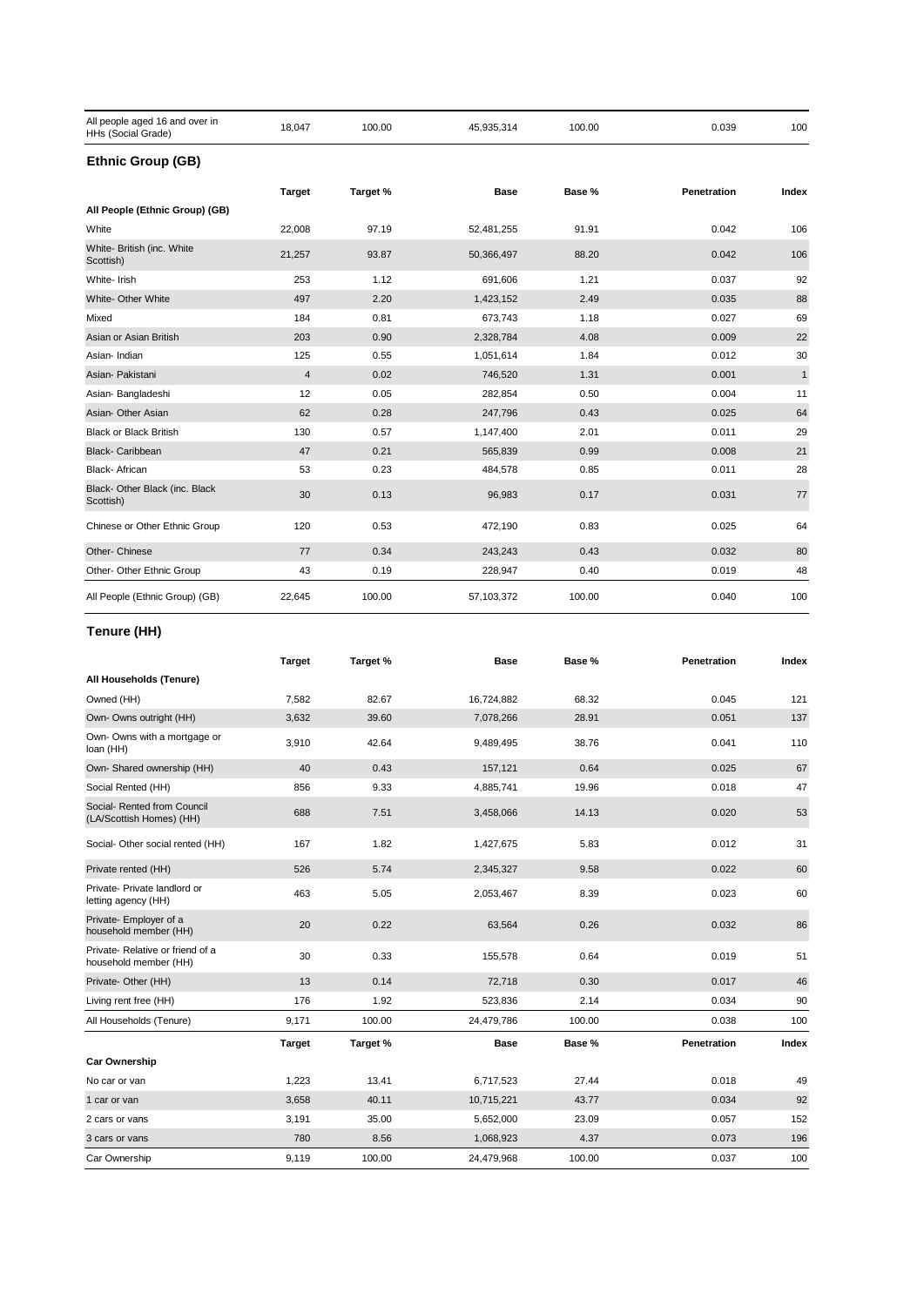| All people aged 16 and over in HHs (Social Grade) | 18,047 | 100.00 | 45,935,314 | 100.00 | 0.039 | 100 |
|---|---|---|---|---|---|---|

## Ethnic Group (GB)

| | Target | Target % | Base | Base % | Penetration | Index |
|---|---|---|---|---|---|---|
| **All People (Ethnic Group) (GB)** | | | | | | |
| White | 22,008 | 97.19 | 52,481,255 | 91.91 | 0.042 | 106 |
| White- British (inc. White Scottish) | 21,257 | 93.87 | 50,366,497 | 88.20 | 0.042 | 106 |
| White- Irish | 253 | 1.12 | 691,606 | 1.21 | 0.037 | 92 |
| White- Other White | 497 | 2.20 | 1,423,152 | 2.49 | 0.035 | 88 |
| Mixed | 184 | 0.81 | 673,743 | 1.18 | 0.027 | 69 |
| Asian or Asian British | 203 | 0.90 | 2,328,784 | 4.08 | 0.009 | 22 |
| Asian- Indian | 125 | 0.55 | 1,051,614 | 1.84 | 0.012 | 30 |
| Asian- Pakistani | 4 | 0.02 | 746,520 | 1.31 | 0.001 | 1 |
| Asian- Bangladeshi | 12 | 0.05 | 282,854 | 0.50 | 0.004 | 11 |
| Asian- Other Asian | 62 | 0.28 | 247,796 | 0.43 | 0.025 | 64 |
| Black or Black British | 130 | 0.57 | 1,147,400 | 2.01 | 0.011 | 29 |
| Black- Caribbean | 47 | 0.21 | 565,839 | 0.99 | 0.008 | 21 |
| Black- African | 53 | 0.23 | 484,578 | 0.85 | 0.011 | 28 |
| Black- Other Black (inc. Black Scottish) | 30 | 0.13 | 96,983 | 0.17 | 0.031 | 77 |
| Chinese or Other Ethnic Group | 120 | 0.53 | 472,190 | 0.83 | 0.025 | 64 |
| Other- Chinese | 77 | 0.34 | 243,243 | 0.43 | 0.032 | 80 |
| Other- Other Ethnic Group | 43 | 0.19 | 228,947 | 0.40 | 0.019 | 48 |
| All People (Ethnic Group) (GB) | 22,645 | 100.00 | 57,103,372 | 100.00 | 0.040 | 100 |

## Tenure (HH)

| | Target | Target % | Base | Base % | Penetration | Index |
|---|---|---|---|---|---|---|
| **All Households (Tenure)** | | | | | | |
| Owned (HH) | 7,582 | 82.67 | 16,724,882 | 68.32 | 0.045 | 121 |
| Own- Owns outright (HH) | 3,632 | 39.60 | 7,078,266 | 28.91 | 0.051 | 137 |
| Own- Owns with a mortgage or loan (HH) | 3,910 | 42.64 | 9,489,495 | 38.76 | 0.041 | 110 |
| Own- Shared ownership (HH) | 40 | 0.43 | 157,121 | 0.64 | 0.025 | 67 |
| Social Rented (HH) | 856 | 9.33 | 4,885,741 | 19.96 | 0.018 | 47 |
| Social- Rented from Council (LA/Scottish Homes) (HH) | 688 | 7.51 | 3,458,066 | 14.13 | 0.020 | 53 |
| Social- Other social rented (HH) | 167 | 1.82 | 1,427,675 | 5.83 | 0.012 | 31 |
| Private rented (HH) | 526 | 5.74 | 2,345,327 | 9.58 | 0.022 | 60 |
| Private- Private landlord or letting agency (HH) | 463 | 5.05 | 2,053,467 | 8.39 | 0.023 | 60 |
| Private- Employer of a household member (HH) | 20 | 0.22 | 63,564 | 0.26 | 0.032 | 86 |
| Private- Relative or friend of a household member (HH) | 30 | 0.33 | 155,578 | 0.64 | 0.019 | 51 |
| Private- Other (HH) | 13 | 0.14 | 72,718 | 0.30 | 0.017 | 46 |
| Living rent free (HH) | 176 | 1.92 | 523,836 | 2.14 | 0.034 | 90 |
| All Households (Tenure) | 9,171 | 100.00 | 24,479,786 | 100.00 | 0.038 | 100 |

| | Target | Target % | Base | Base % | Penetration | Index |
|---|---|---|---|---|---|---|
| **Car Ownership** | | | | | | |
| No car or van | 1,223 | 13.41 | 6,717,523 | 27.44 | 0.018 | 49 |
| 1 car or van | 3,658 | 40.11 | 10,715,221 | 43.77 | 0.034 | 92 |
| 2 cars or vans | 3,191 | 35.00 | 5,652,000 | 23.09 | 0.057 | 152 |
| 3 cars or vans | 780 | 8.56 | 1,068,923 | 4.37 | 0.073 | 196 |
| Car Ownership | 9,119 | 100.00 | 24,479,968 | 100.00 | 0.037 | 100 |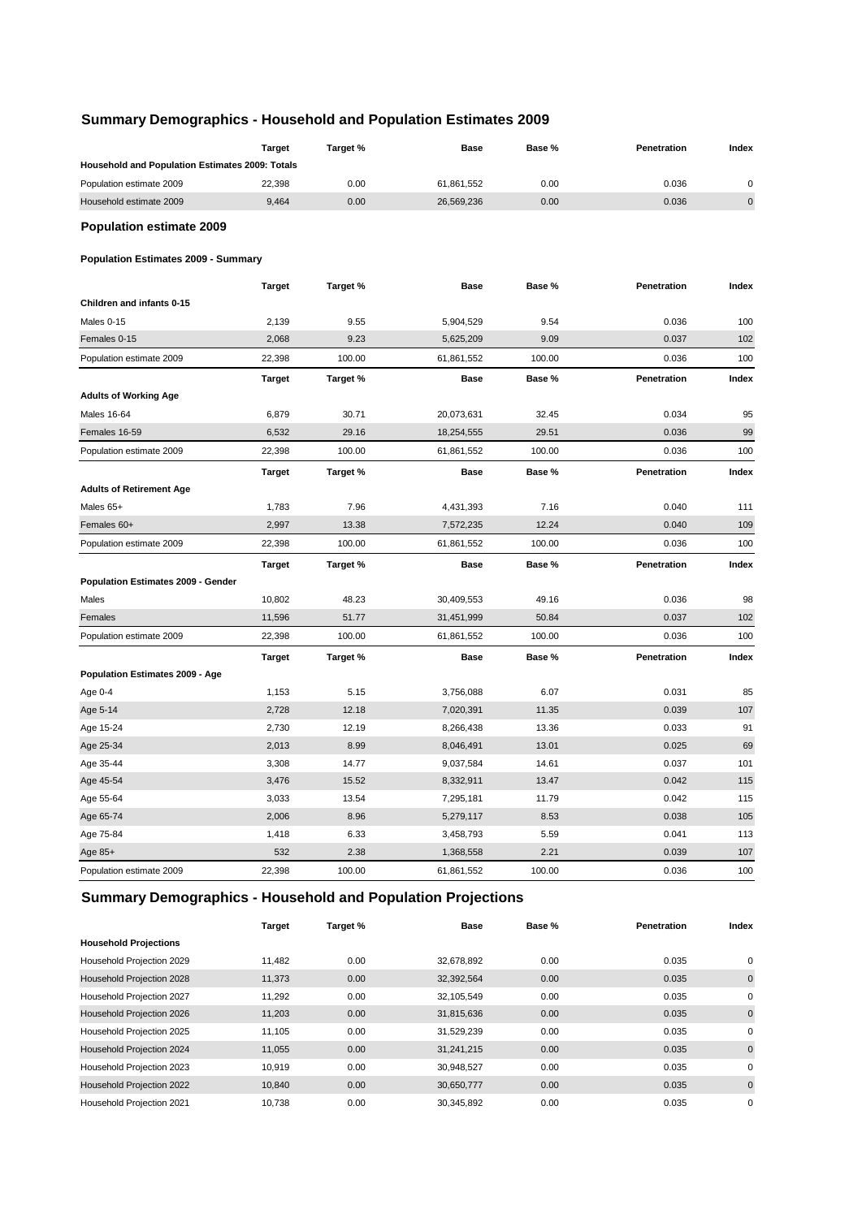## Summary Demographics - Household and Population Estimates 2009

| | Target | Target % | Base | Base % | Penetration | Index |
|---|---|---|---|---|---|---|
| **Household and Population Estimates 2009: Totals** | | | | | | |
| Population estimate 2009 | 22,398 | 0.00 | 61,861,552 | 0.00 | 0.036 | 0 |
| Household estimate 2009 | 9,464 | 0.00 | 26,569,236 | 0.00 | 0.036 | 0 |

### Population estimate 2009

#### Population Estimates 2009 - Summary

| | Target | Target % | Base | Base % | Penetration | Index |
|---|---|---|---|---|---|---|
| **Children and infants 0-15** | | | | | | |
| Males 0-15 | 2,139 | 9.55 | 5,904,529 | 9.54 | 0.036 | 100 |
| Females 0-15 | 2,068 | 9.23 | 5,625,209 | 9.09 | 0.037 | 102 |
| Population estimate 2009 | 22,398 | 100.00 | 61,861,552 | 100.00 | 0.036 | 100 |

| | Target | Target % | Base | Base % | Penetration | Index |
|---|---|---|---|---|---|---|
| **Adults of Working Age** | | | | | | |
| Males 16-64 | 6,879 | 30.71 | 20,073,631 | 32.45 | 0.034 | 95 |
| Females 16-59 | 6,532 | 29.16 | 18,254,555 | 29.51 | 0.036 | 99 |
| Population estimate 2009 | 22,398 | 100.00 | 61,861,552 | 100.00 | 0.036 | 100 |

| | Target | Target % | Base | Base % | Penetration | Index |
|---|---|---|---|---|---|---|
| **Adults of Retirement Age** | | | | | | |
| Males 65+ | 1,783 | 7.96 | 4,431,393 | 7.16 | 0.040 | 111 |
| Females 60+ | 2,997 | 13.38 | 7,572,235 | 12.24 | 0.040 | 109 |
| Population estimate 2009 | 22,398 | 100.00 | 61,861,552 | 100.00 | 0.036 | 100 |

| | Target | Target % | Base | Base % | Penetration | Index |
|---|---|---|---|---|---|---|
| **Population Estimates 2009 - Gender** | | | | | | |
| Males | 10,802 | 48.23 | 30,409,553 | 49.16 | 0.036 | 98 |
| Females | 11,596 | 51.77 | 31,451,999 | 50.84 | 0.037 | 102 |
| Population estimate 2009 | 22,398 | 100.00 | 61,861,552 | 100.00 | 0.036 | 100 |

| | Target | Target % | Base | Base % | Penetration | Index |
|---|---|---|---|---|---|---|
| **Population Estimates 2009 - Age** | | | | | | |
| Age 0-4 | 1,153 | 5.15 | 3,756,088 | 6.07 | 0.031 | 85 |
| Age 5-14 | 2,728 | 12.18 | 7,020,391 | 11.35 | 0.039 | 107 |
| Age 15-24 | 2,730 | 12.19 | 8,266,438 | 13.36 | 0.033 | 91 |
| Age 25-34 | 2,013 | 8.99 | 8,046,491 | 13.01 | 0.025 | 69 |
| Age 35-44 | 3,308 | 14.77 | 9,037,584 | 14.61 | 0.037 | 101 |
| Age 45-54 | 3,476 | 15.52 | 8,332,911 | 13.47 | 0.042 | 115 |
| Age 55-64 | 3,033 | 13.54 | 7,295,181 | 11.79 | 0.042 | 115 |
| Age 65-74 | 2,006 | 8.96 | 5,279,117 | 8.53 | 0.038 | 105 |
| Age 75-84 | 1,418 | 6.33 | 3,458,793 | 5.59 | 0.041 | 113 |
| Age 85+ | 532 | 2.38 | 1,368,558 | 2.21 | 0.039 | 107 |
| Population estimate 2009 | 22,398 | 100.00 | 61,861,552 | 100.00 | 0.036 | 100 |

## Summary Demographics - Household and Population Projections

| | Target | Target % | Base | Base % | Penetration | Index |
|---|---|---|---|---|---|---|
| **Household Projections** | | | | | | |
| Household Projection 2029 | 11,482 | 0.00 | 32,678,892 | 0.00 | 0.035 | 0 |
| Household Projection 2028 | 11,373 | 0.00 | 32,392,564 | 0.00 | 0.035 | 0 |
| Household Projection 2027 | 11,292 | 0.00 | 32,105,549 | 0.00 | 0.035 | 0 |
| Household Projection 2026 | 11,203 | 0.00 | 31,815,636 | 0.00 | 0.035 | 0 |
| Household Projection 2025 | 11,105 | 0.00 | 31,529,239 | 0.00 | 0.035 | 0 |
| Household Projection 2024 | 11,055 | 0.00 | 31,241,215 | 0.00 | 0.035 | 0 |
| Household Projection 2023 | 10,919 | 0.00 | 30,948,527 | 0.00 | 0.035 | 0 |
| Household Projection 2022 | 10,840 | 0.00 | 30,650,777 | 0.00 | 0.035 | 0 |
| Household Projection 2021 | 10,738 | 0.00 | 30,345,892 | 0.00 | 0.035 | 0 |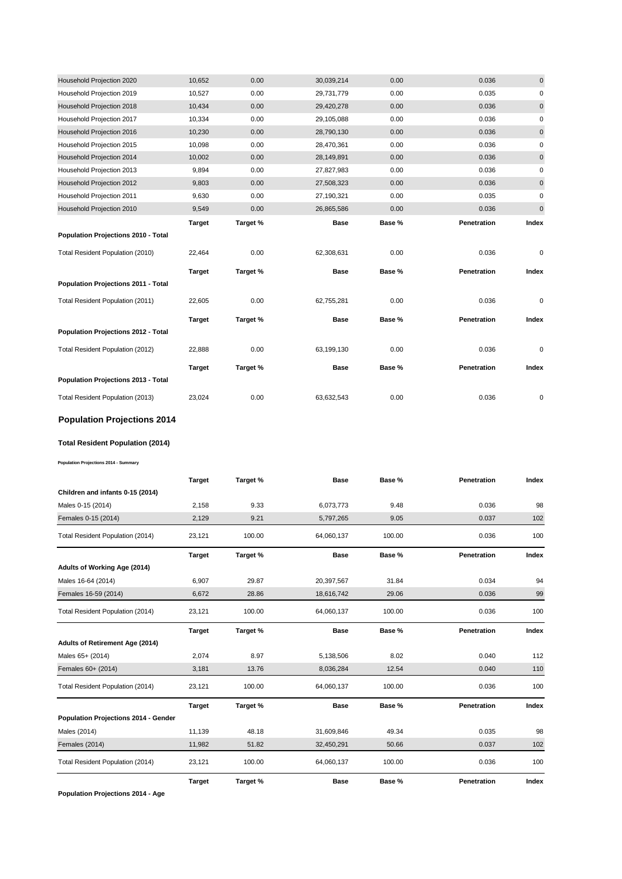| | | | | | | |
|---|---|---|---|---|---|---|
| Household Projection 2020 | 10,652 | 0.00 | 30,039,214 | 0.00 | 0.036 | 0 |
| Household Projection 2019 | 10,527 | 0.00 | 29,731,779 | 0.00 | 0.035 | 0 |
| Household Projection 2018 | 10,434 | 0.00 | 29,420,278 | 0.00 | 0.036 | 0 |
| Household Projection 2017 | 10,334 | 0.00 | 29,105,088 | 0.00 | 0.036 | 0 |
| Household Projection 2016 | 10,230 | 0.00 | 28,790,130 | 0.00 | 0.036 | 0 |
| Household Projection 2015 | 10,098 | 0.00 | 28,470,361 | 0.00 | 0.036 | 0 |
| Household Projection 2014 | 10,002 | 0.00 | 28,149,891 | 0.00 | 0.036 | 0 |
| Household Projection 2013 | 9,894 | 0.00 | 27,827,983 | 0.00 | 0.036 | 0 |
| Household Projection 2012 | 9,803 | 0.00 | 27,508,323 | 0.00 | 0.036 | 0 |
| Household Projection 2011 | 9,630 | 0.00 | 27,190,321 | 0.00 | 0.035 | 0 |
| Household Projection 2010 | 9,549 | 0.00 | 26,865,586 | 0.00 | 0.036 | 0 |

| Population Projections 2010 - Total | Target | Target % | Base | Base % | Penetration | Index |
|---|---|---|---|---|---|---|
| Total Resident Population (2010) | 22,464 | 0.00 | 62,308,631 | 0.00 | 0.036 | 0 |

| Population Projections 2011 - Total | Target | Target % | Base | Base % | Penetration | Index |
|---|---|---|---|---|---|---|
| Total Resident Population (2011) | 22,605 | 0.00 | 62,755,281 | 0.00 | 0.036 | 0 |

| Population Projections 2012 - Total | Target | Target % | Base | Base % | Penetration | Index |
|---|---|---|---|---|---|---|
| Total Resident Population (2012) | 22,888 | 0.00 | 63,199,130 | 0.00 | 0.036 | 0 |

| Population Projections 2013 - Total | Target | Target % | Base | Base % | Penetration | Index |
|---|---|---|---|---|---|---|
| Total Resident Population (2013) | 23,024 | 0.00 | 63,632,543 | 0.00 | 0.036 | 0 |

## Population Projections 2014

### Total Resident Population (2014)

**Population Projections 2014 - Summary**

| Children and infants 0-15 (2014) | Target | Target % | Base | Base % | Penetration | Index |
|---|---|---|---|---|---|---|
| Males 0-15 (2014) | 2,158 | 9.33 | 6,073,773 | 9.48 | 0.036 | 98 |
| Females 0-15 (2014) | 2,129 | 9.21 | 5,797,265 | 9.05 | 0.037 | 102 |
| Total Resident Population (2014) | 23,121 | 100.00 | 64,060,137 | 100.00 | 0.036 | 100 |

| Adults of Working Age (2014) | Target | Target % | Base | Base % | Penetration | Index |
|---|---|---|---|---|---|---|
| Males 16-64 (2014) | 6,907 | 29.87 | 20,397,567 | 31.84 | 0.034 | 94 |
| Females 16-59 (2014) | 6,672 | 28.86 | 18,616,742 | 29.06 | 0.036 | 99 |
| Total Resident Population (2014) | 23,121 | 100.00 | 64,060,137 | 100.00 | 0.036 | 100 |

| Adults of Retirement Age (2014) | Target | Target % | Base | Base % | Penetration | Index |
|---|---|---|---|---|---|---|
| Males 65+ (2014) | 2,074 | 8.97 | 5,138,506 | 8.02 | 0.040 | 112 |
| Females 60+ (2014) | 3,181 | 13.76 | 8,036,284 | 12.54 | 0.040 | 110 |
| Total Resident Population (2014) | 23,121 | 100.00 | 64,060,137 | 100.00 | 0.036 | 100 |

| Population Projections 2014 - Gender | Target | Target % | Base | Base % | Penetration | Index |
|---|---|---|---|---|---|---|
| Males (2014) | 11,139 | 48.18 | 31,609,846 | 49.34 | 0.035 | 98 |
| Females (2014) | 11,982 | 51.82 | 32,450,291 | 50.66 | 0.037 | 102 |
| Total Resident Population (2014) | 23,121 | 100.00 | 64,060,137 | 100.00 | 0.036 | 100 |

| Population Projections 2014 - Age | Target | Target % | Base | Base % | Penetration | Index |
|---|---|---|---|---|---|---|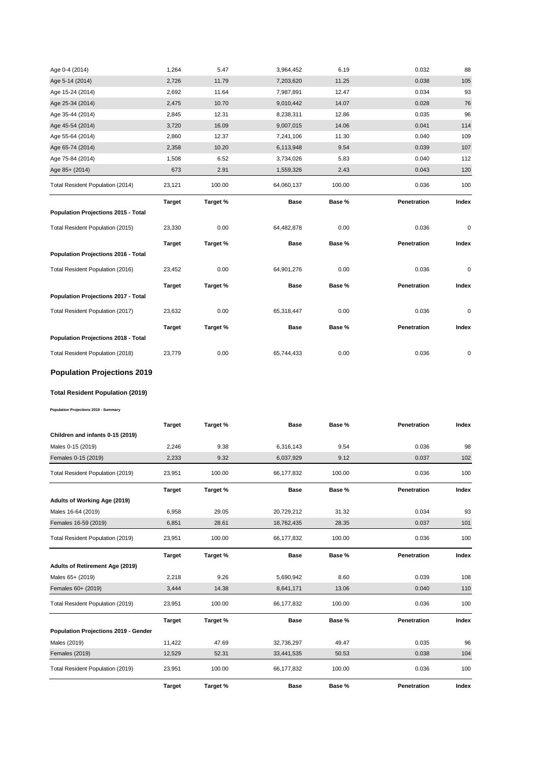| | | | | | | |
|---|---|---|---|---|---|---|
| Age 0-4 (2014) | 1,264 | 5.47 | 3,964,452 | 6.19 | 0.032 | 88 |
| Age 5-14 (2014) | 2,726 | 11.79 | 7,203,620 | 11.25 | 0.038 | 105 |
| Age 15-24 (2014) | 2,692 | 11.64 | 7,987,891 | 12.47 | 0.034 | 93 |
| Age 25-34 (2014) | 2,475 | 10.70 | 9,010,442 | 14.07 | 0.028 | 76 |
| Age 35-44 (2014) | 2,845 | 12.31 | 8,238,311 | 12.86 | 0.035 | 96 |
| Age 45-54 (2014) | 3,720 | 16.09 | 9,007,015 | 14.06 | 0.041 | 114 |
| Age 55-64 (2014) | 2,860 | 12.37 | 7,241,106 | 11.30 | 0.040 | 109 |
| Age 65-74 (2014) | 2,358 | 10.20 | 6,113,948 | 9.54 | 0.039 | 107 |
| Age 75-84 (2014) | 1,508 | 6.52 | 3,734,026 | 5.83 | 0.040 | 112 |
| Age 85+ (2014) | 673 | 2.91 | 1,559,326 | 2.43 | 0.043 | 120 |
| Total Resident Population (2014) | 23,121 | 100.00 | 64,060,137 | 100.00 | 0.036 | 100 |

| | Target | Target % | Base | Base % | Penetration | Index |
|---|---|---|---|---|---|---|
| **Population Projections 2015 - Total** | | | | | | |
| Total Resident Population (2015) | 23,330 | 0.00 | 64,482,878 | 0.00 | 0.036 | 0 |

| | Target | Target % | Base | Base % | Penetration | Index |
|---|---|---|---|---|---|---|
| **Population Projections 2016 - Total** | | | | | | |
| Total Resident Population (2016) | 23,452 | 0.00 | 64,901,276 | 0.00 | 0.036 | 0 |

| | Target | Target % | Base | Base % | Penetration | Index |
|---|---|---|---|---|---|---|
| **Population Projections 2017 - Total** | | | | | | |
| Total Resident Population (2017) | 23,632 | 0.00 | 65,318,447 | 0.00 | 0.036 | 0 |

| | Target | Target % | Base | Base % | Penetration | Index |
|---|---|---|---|---|---|---|
| **Population Projections 2018 - Total** | | | | | | |
| Total Resident Population (2018) | 23,779 | 0.00 | 65,744,433 | 0.00 | 0.036 | 0 |

## Population Projections 2019

### Total Resident Population (2019)

**Population Projections 2019 - Summary**

| | Target | Target % | Base | Base % | Penetration | Index |
|---|---|---|---|---|---|---|
| **Children and infants 0-15 (2019)** | | | | | | |
| Males 0-15 (2019) | 2,246 | 9.38 | 6,316,143 | 9.54 | 0.036 | 98 |
| Females 0-15 (2019) | 2,233 | 9.32 | 6,037,929 | 9.12 | 0.037 | 102 |
| Total Resident Population (2019) | 23,951 | 100.00 | 66,177,832 | 100.00 | 0.036 | 100 |

| | Target | Target % | Base | Base % | Penetration | Index |
|---|---|---|---|---|---|---|
| **Adults of Working Age (2019)** | | | | | | |
| Males 16-64 (2019) | 6,958 | 29.05 | 20,729,212 | 31.32 | 0.034 | 93 |
| Females 16-59 (2019) | 6,851 | 28.61 | 18,762,435 | 28.35 | 0.037 | 101 |
| Total Resident Population (2019) | 23,951 | 100.00 | 66,177,832 | 100.00 | 0.036 | 100 |

| | Target | Target % | Base | Base % | Penetration | Index |
|---|---|---|---|---|---|---|
| **Adults of Retirement Age (2019)** | | | | | | |
| Males 65+ (2019) | 2,218 | 9.26 | 5,690,942 | 8.60 | 0.039 | 108 |
| Females 60+ (2019) | 3,444 | 14.38 | 8,641,171 | 13.06 | 0.040 | 110 |
| Total Resident Population (2019) | 23,951 | 100.00 | 66,177,832 | 100.00 | 0.036 | 100 |

| | Target | Target % | Base | Base % | Penetration | Index |
|---|---|---|---|---|---|---|
| **Population Projections 2019 - Gender** | | | | | | |
| Males (2019) | 11,422 | 47.69 | 32,736,297 | 49.47 | 0.035 | 96 |
| Females (2019) | 12,529 | 52.31 | 33,441,535 | 50.53 | 0.038 | 104 |
| Total Resident Population (2019) | 23,951 | 100.00 | 66,177,832 | 100.00 | 0.036 | 100 |

| | Target | Target % | Base | Base % | Penetration | Index |
|---|---|---|---|---|---|---|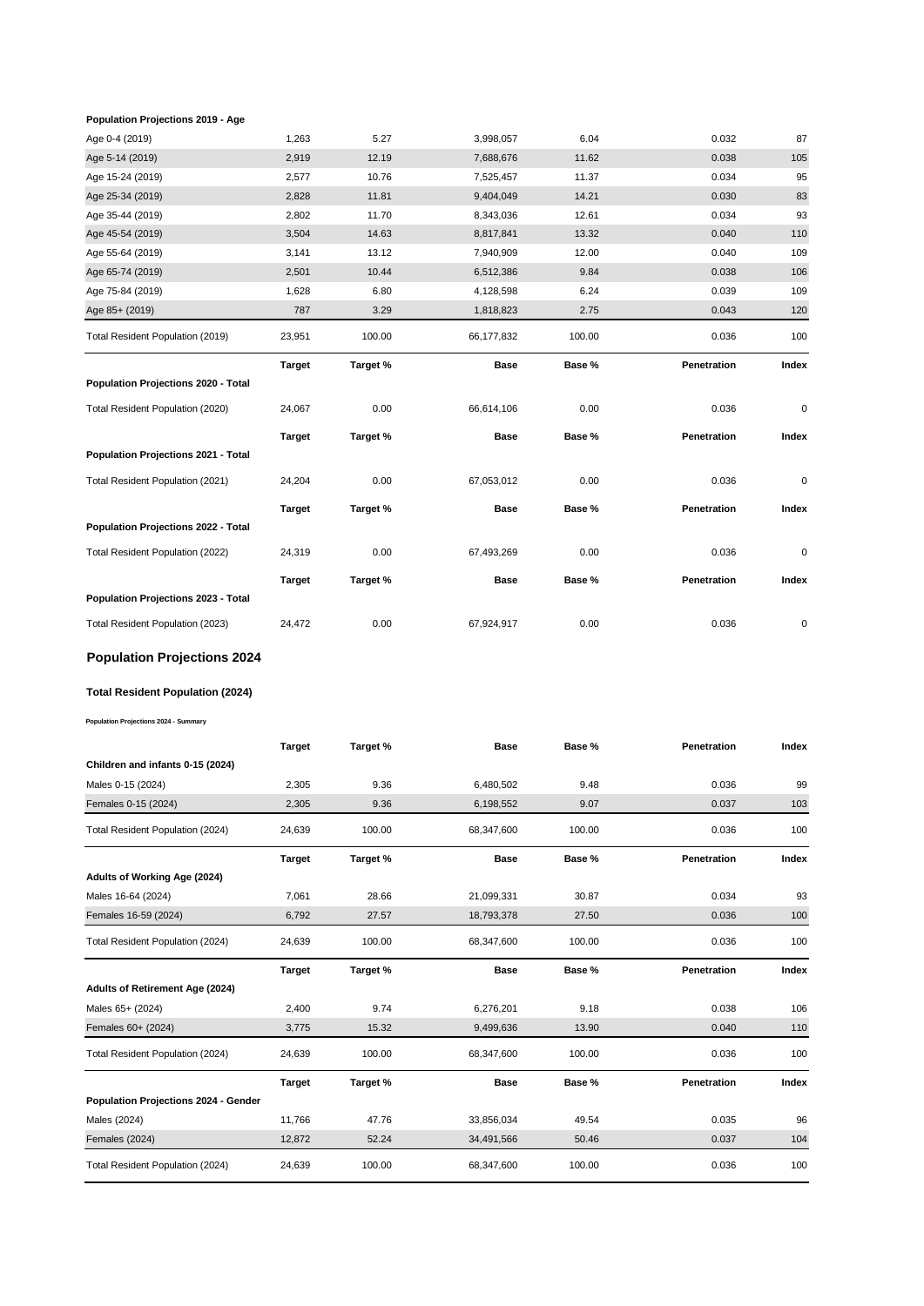**Population Projections 2019 - Age**

| | | | | | | |
|---|---|---|---|---|---|---|
| Age 0-4 (2019) | 1,263 | 5.27 | 3,998,057 | 6.04 | 0.032 | 87 |
| Age 5-14 (2019) | 2,919 | 12.19 | 7,688,676 | 11.62 | 0.038 | 105 |
| Age 15-24 (2019) | 2,577 | 10.76 | 7,525,457 | 11.37 | 0.034 | 95 |
| Age 25-34 (2019) | 2,828 | 11.81 | 9,404,049 | 14.21 | 0.030 | 83 |
| Age 35-44 (2019) | 2,802 | 11.70 | 8,343,036 | 12.61 | 0.034 | 93 |
| Age 45-54 (2019) | 3,504 | 14.63 | 8,817,841 | 13.32 | 0.040 | 110 |
| Age 55-64 (2019) | 3,141 | 13.12 | 7,940,909 | 12.00 | 0.040 | 109 |
| Age 65-74 (2019) | 2,501 | 10.44 | 6,512,386 | 9.84 | 0.038 | 106 |
| Age 75-84 (2019) | 1,628 | 6.80 | 4,128,598 | 6.24 | 0.039 | 109 |
| Age 85+ (2019) | 787 | 3.29 | 1,818,823 | 2.75 | 0.043 | 120 |
| Total Resident Population (2019) | 23,951 | 100.00 | 66,177,832 | 100.00 | 0.036 | 100 |

| Population Projections 2020 - Total | **Target** | **Target %** | **Base** | **Base %** | **Penetration** | **Index** |
|---|---|---|---|---|---|---|
| Total Resident Population (2020) | 24,067 | 0.00 | 66,614,106 | 0.00 | 0.036 | 0 |

| Population Projections 2021 - Total | **Target** | **Target %** | **Base** | **Base %** | **Penetration** | **Index** |
|---|---|---|---|---|---|---|
| Total Resident Population (2021) | 24,204 | 0.00 | 67,053,012 | 0.00 | 0.036 | 0 |

| Population Projections 2022 - Total | **Target** | **Target %** | **Base** | **Base %** | **Penetration** | **Index** |
|---|---|---|---|---|---|---|
| Total Resident Population (2022) | 24,319 | 0.00 | 67,493,269 | 0.00 | 0.036 | 0 |

| Population Projections 2023 - Total | **Target** | **Target %** | **Base** | **Base %** | **Penetration** | **Index** |
|---|---|---|---|---|---|---|
| Total Resident Population (2023) | 24,472 | 0.00 | 67,924,917 | 0.00 | 0.036 | 0 |

## Population Projections 2024

### Total Resident Population (2024)

**Population Projections 2024 - Summary**

| Children and infants 0-15 (2024) | **Target** | **Target %** | **Base** | **Base %** | **Penetration** | **Index** |
|---|---|---|---|---|---|---|
| Males 0-15 (2024) | 2,305 | 9.36 | 6,480,502 | 9.48 | 0.036 | 99 |
| Females 0-15 (2024) | 2,305 | 9.36 | 6,198,552 | 9.07 | 0.037 | 103 |
| Total Resident Population (2024) | 24,639 | 100.00 | 68,347,600 | 100.00 | 0.036 | 100 |

| Adults of Working Age (2024) | **Target** | **Target %** | **Base** | **Base %** | **Penetration** | **Index** |
|---|---|---|---|---|---|---|
| Males 16-64 (2024) | 7,061 | 28.66 | 21,099,331 | 30.87 | 0.034 | 93 |
| Females 16-59 (2024) | 6,792 | 27.57 | 18,793,378 | 27.50 | 0.036 | 100 |
| Total Resident Population (2024) | 24,639 | 100.00 | 68,347,600 | 100.00 | 0.036 | 100 |

| Adults of Retirement Age (2024) | **Target** | **Target %** | **Base** | **Base %** | **Penetration** | **Index** |
|---|---|---|---|---|---|---|
| Males 65+ (2024) | 2,400 | 9.74 | 6,276,201 | 9.18 | 0.038 | 106 |
| Females 60+ (2024) | 3,775 | 15.32 | 9,499,636 | 13.90 | 0.040 | 110 |
| Total Resident Population (2024) | 24,639 | 100.00 | 68,347,600 | 100.00 | 0.036 | 100 |

| Population Projections 2024 - Gender | **Target** | **Target %** | **Base** | **Base %** | **Penetration** | **Index** |
|---|---|---|---|---|---|---|
| Males (2024) | 11,766 | 47.76 | 33,856,034 | 49.54 | 0.035 | 96 |
| Females (2024) | 12,872 | 52.24 | 34,491,566 | 50.46 | 0.037 | 104 |
| Total Resident Population (2024) | 24,639 | 100.00 | 68,347,600 | 100.00 | 0.036 | 100 |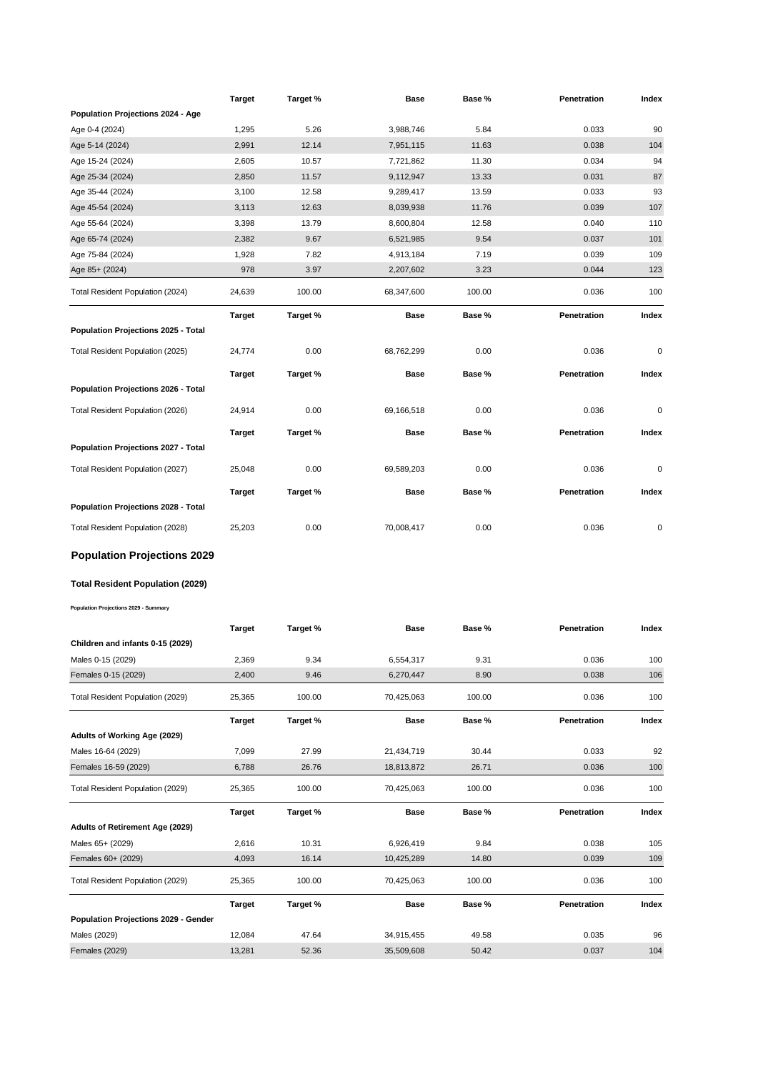| | Target | Target % | Base | Base % | Penetration | Index |
|---|---|---|---|---|---|---|
| **Population Projections 2024 - Age** | | | | | | |
| Age 0-4 (2024) | 1,295 | 5.26 | 3,988,746 | 5.84 | 0.033 | 90 |
| Age 5-14 (2024) | 2,991 | 12.14 | 7,951,115 | 11.63 | 0.038 | 104 |
| Age 15-24 (2024) | 2,605 | 10.57 | 7,721,862 | 11.30 | 0.034 | 94 |
| Age 25-34 (2024) | 2,850 | 11.57 | 9,112,947 | 13.33 | 0.031 | 87 |
| Age 35-44 (2024) | 3,100 | 12.58 | 9,289,417 | 13.59 | 0.033 | 93 |
| Age 45-54 (2024) | 3,113 | 12.63 | 8,039,938 | 11.76 | 0.039 | 107 |
| Age 55-64 (2024) | 3,398 | 13.79 | 8,600,804 | 12.58 | 0.040 | 110 |
| Age 65-74 (2024) | 2,382 | 9.67 | 6,521,985 | 9.54 | 0.037 | 101 |
| Age 75-84 (2024) | 1,928 | 7.82 | 4,913,184 | 7.19 | 0.039 | 109 |
| Age 85+ (2024) | 978 | 3.97 | 2,207,602 | 3.23 | 0.044 | 123 |
| Total Resident Population (2024) | 24,639 | 100.00 | 68,347,600 | 100.00 | 0.036 | 100 |

| | Target | Target % | Base | Base % | Penetration | Index |
|---|---|---|---|---|---|---|
| **Population Projections 2025 - Total** | | | | | | |
| Total Resident Population (2025) | 24,774 | 0.00 | 68,762,299 | 0.00 | 0.036 | 0 |

| | Target | Target % | Base | Base % | Penetration | Index |
|---|---|---|---|---|---|---|
| **Population Projections 2026 - Total** | | | | | | |
| Total Resident Population (2026) | 24,914 | 0.00 | 69,166,518 | 0.00 | 0.036 | 0 |

| | Target | Target % | Base | Base % | Penetration | Index |
|---|---|---|---|---|---|---|
| **Population Projections 2027 - Total** | | | | | | |
| Total Resident Population (2027) | 25,048 | 0.00 | 69,589,203 | 0.00 | 0.036 | 0 |

| | Target | Target % | Base | Base % | Penetration | Index |
|---|---|---|---|---|---|---|
| **Population Projections 2028 - Total** | | | | | | |
| Total Resident Population (2028) | 25,203 | 0.00 | 70,008,417 | 0.00 | 0.036 | 0 |

## Population Projections 2029

### Total Resident Population (2029)

###### Population Projections 2029 - Summary

| | Target | Target % | Base | Base % | Penetration | Index |
|---|---|---|---|---|---|---|
| **Children and infants 0-15 (2029)** | | | | | | |
| Males 0-15 (2029) | 2,369 | 9.34 | 6,554,317 | 9.31 | 0.036 | 100 |
| Females 0-15 (2029) | 2,400 | 9.46 | 6,270,447 | 8.90 | 0.038 | 106 |
| Total Resident Population (2029) | 25,365 | 100.00 | 70,425,063 | 100.00 | 0.036 | 100 |

| | Target | Target % | Base | Base % | Penetration | Index |
|---|---|---|---|---|---|---|
| **Adults of Working Age (2029)** | | | | | | |
| Males 16-64 (2029) | 7,099 | 27.99 | 21,434,719 | 30.44 | 0.033 | 92 |
| Females 16-59 (2029) | 6,788 | 26.76 | 18,813,872 | 26.71 | 0.036 | 100 |
| Total Resident Population (2029) | 25,365 | 100.00 | 70,425,063 | 100.00 | 0.036 | 100 |

| | Target | Target % | Base | Base % | Penetration | Index |
|---|---|---|---|---|---|---|
| **Adults of Retirement Age (2029)** | | | | | | |
| Males 65+ (2029) | 2,616 | 10.31 | 6,926,419 | 9.84 | 0.038 | 105 |
| Females 60+ (2029) | 4,093 | 16.14 | 10,425,289 | 14.80 | 0.039 | 109 |
| Total Resident Population (2029) | 25,365 | 100.00 | 70,425,063 | 100.00 | 0.036 | 100 |

| | Target | Target % | Base | Base % | Penetration | Index |
|---|---|---|---|---|---|---|
| **Population Projections 2029 - Gender** | | | | | | |
| Males (2029) | 12,084 | 47.64 | 34,915,455 | 49.58 | 0.035 | 96 |
| Females (2029) | 13,281 | 52.36 | 35,509,608 | 50.42 | 0.037 | 104 |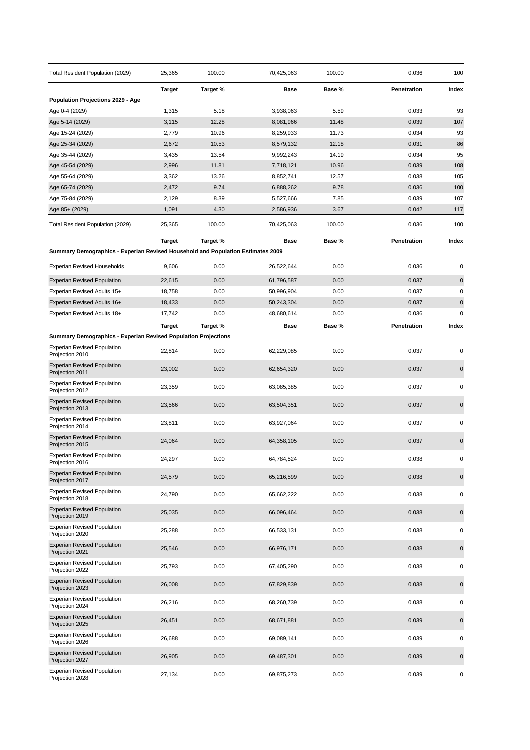| | Target | Target % | Base | Base % | Penetration | Index |
|---|---|---|---|---|---|---|
| Total Resident Population (2029) | 25,365 | 100.00 | 70,425,063 | 100.00 | 0.036 | 100 |

| | Target | Target % | Base | Base % | Penetration | Index |
|---|---|---|---|---|---|---|
| **Population Projections 2029 - Age** | | | | | | |
| Age 0-4 (2029) | 1,315 | 5.18 | 3,938,063 | 5.59 | 0.033 | 93 |
| Age 5-14 (2029) | 3,115 | 12.28 | 8,081,966 | 11.48 | 0.039 | 107 |
| Age 15-24 (2029) | 2,779 | 10.96 | 8,259,933 | 11.73 | 0.034 | 93 |
| Age 25-34 (2029) | 2,672 | 10.53 | 8,579,132 | 12.18 | 0.031 | 86 |
| Age 35-44 (2029) | 3,435 | 13.54 | 9,992,243 | 14.19 | 0.034 | 95 |
| Age 45-54 (2029) | 2,996 | 11.81 | 7,718,121 | 10.96 | 0.039 | 108 |
| Age 55-64 (2029) | 3,362 | 13.26 | 8,852,741 | 12.57 | 0.038 | 105 |
| Age 65-74 (2029) | 2,472 | 9.74 | 6,888,262 | 9.78 | 0.036 | 100 |
| Age 75-84 (2029) | 2,129 | 8.39 | 5,527,666 | 7.85 | 0.039 | 107 |
| Age 85+ (2029) | 1,091 | 4.30 | 2,586,936 | 3.67 | 0.042 | 117 |
| Total Resident Population (2029) | 25,365 | 100.00 | 70,425,063 | 100.00 | 0.036 | 100 |

| | Target | Target % | Base | Base % | Penetration | Index |
|---|---|---|---|---|---|---|
| **Summary Demographics - Experian Revised Household and Population Estimates 2009** | | | | | | |
| Experian Revised Households | 9,606 | 0.00 | 26,522,644 | 0.00 | 0.036 | 0 |
| Experian Revised Population | 22,615 | 0.00 | 61,796,587 | 0.00 | 0.037 | 0 |
| Experian Revised Adults 15+ | 18,758 | 0.00 | 50,996,904 | 0.00 | 0.037 | 0 |
| Experian Revised Adults 16+ | 18,433 | 0.00 | 50,243,304 | 0.00 | 0.037 | 0 |
| Experian Revised Adults 18+ | 17,742 | 0.00 | 48,680,614 | 0.00 | 0.036 | 0 |

| | Target | Target % | Base | Base % | Penetration | Index |
|---|---|---|---|---|---|---|
| **Summary Demographics - Experian Revised Population Projections** | | | | | | |
| Experian Revised Population Projection 2010 | 22,814 | 0.00 | 62,229,085 | 0.00 | 0.037 | 0 |
| Experian Revised Population Projection 2011 | 23,002 | 0.00 | 62,654,320 | 0.00 | 0.037 | 0 |
| Experian Revised Population Projection 2012 | 23,359 | 0.00 | 63,085,385 | 0.00 | 0.037 | 0 |
| Experian Revised Population Projection 2013 | 23,566 | 0.00 | 63,504,351 | 0.00 | 0.037 | 0 |
| Experian Revised Population Projection 2014 | 23,811 | 0.00 | 63,927,064 | 0.00 | 0.037 | 0 |
| Experian Revised Population Projection 2015 | 24,064 | 0.00 | 64,358,105 | 0.00 | 0.037 | 0 |
| Experian Revised Population Projection 2016 | 24,297 | 0.00 | 64,784,524 | 0.00 | 0.038 | 0 |
| Experian Revised Population Projection 2017 | 24,579 | 0.00 | 65,216,599 | 0.00 | 0.038 | 0 |
| Experian Revised Population Projection 2018 | 24,790 | 0.00 | 65,662,222 | 0.00 | 0.038 | 0 |
| Experian Revised Population Projection 2019 | 25,035 | 0.00 | 66,096,464 | 0.00 | 0.038 | 0 |
| Experian Revised Population Projection 2020 | 25,288 | 0.00 | 66,533,131 | 0.00 | 0.038 | 0 |
| Experian Revised Population Projection 2021 | 25,546 | 0.00 | 66,976,171 | 0.00 | 0.038 | 0 |
| Experian Revised Population Projection 2022 | 25,793 | 0.00 | 67,405,290 | 0.00 | 0.038 | 0 |
| Experian Revised Population Projection 2023 | 26,008 | 0.00 | 67,829,839 | 0.00 | 0.038 | 0 |
| Experian Revised Population Projection 2024 | 26,216 | 0.00 | 68,260,739 | 0.00 | 0.038 | 0 |
| Experian Revised Population Projection 2025 | 26,451 | 0.00 | 68,671,881 | 0.00 | 0.039 | 0 |
| Experian Revised Population Projection 2026 | 26,688 | 0.00 | 69,089,141 | 0.00 | 0.039 | 0 |
| Experian Revised Population Projection 2027 | 26,905 | 0.00 | 69,487,301 | 0.00 | 0.039 | 0 |
| Experian Revised Population Projection 2028 | 27,134 | 0.00 | 69,875,273 | 0.00 | 0.039 | 0 |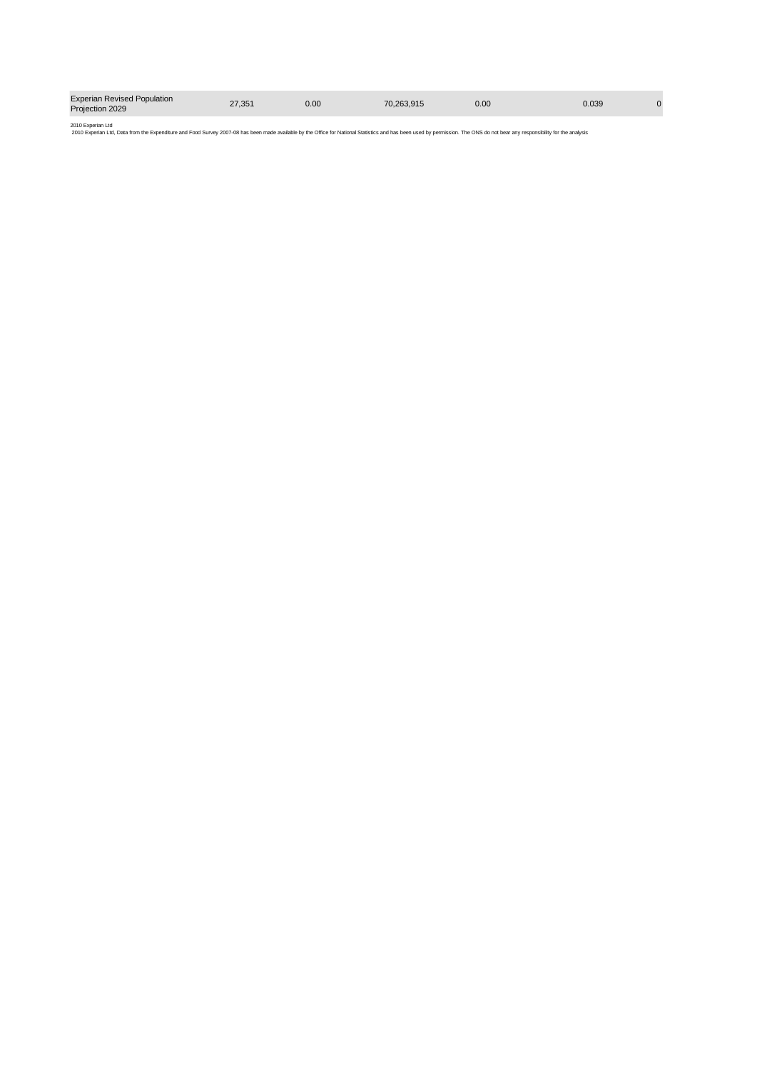| | | | | | | |
|---|---|---|---|---|---|---|
| Experian Revised Population Projection 2029 | 27,351 | 0.00 | 70,263,915 | 0.00 | 0.039 | 0 |

2010 Experian Ltd
2010 Experian Ltd, Data from the Expenditure and Food Survey 2007-08 has been made available by the Office for National Statistics and has been used by permission. The ONS do not bear any responsibility for the analysis